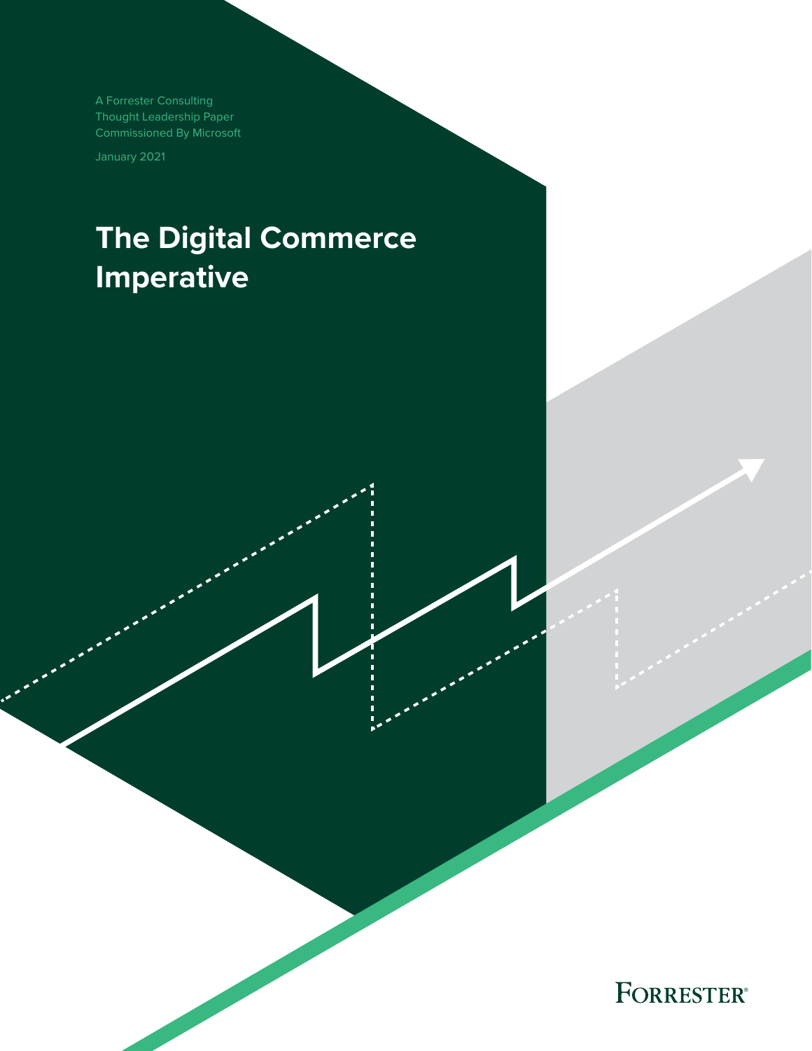A Forrester Consulting Thought Leadership Paper Commissioned By Microsoft

January 2021

# The Digital Commerce Imperative

FORRESTER®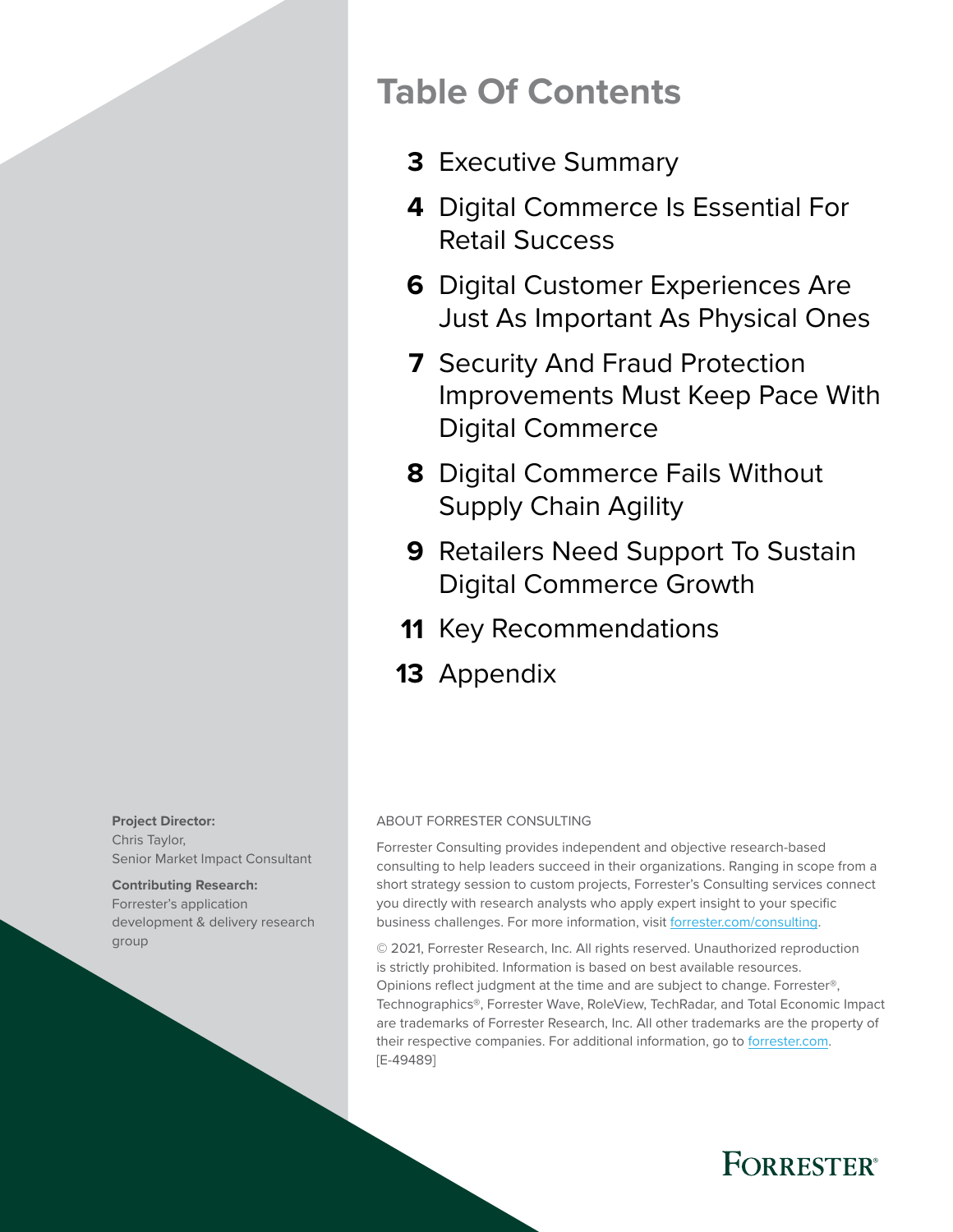# Table Of Contents

- **3** Executive Summary
- **4** Digital Commerce Is Essential For Retail Success
- **6** Digital Customer Experiences Are Just As Important As Physical Ones
- **7** Security And Fraud Protection Improvements Must Keep Pace With Digital Commerce
- **8** Digital Commerce Fails Without Supply Chain Agility
- **9** Retailers Need Support To Sustain Digital Commerce Growth
- **11** Key Recommendations
- **13** Appendix

**Project Director:**
Chris Taylor,
Senior Market Impact Consultant

**Contributing Research:**
Forrester's application development & delivery research group

ABOUT FORRESTER CONSULTING

Forrester Consulting provides independent and objective research-based consulting to help leaders succeed in their organizations. Ranging in scope from a short strategy session to custom projects, Forrester's Consulting services connect you directly with research analysts who apply expert insight to your specific business challenges. For more information, visit forrester.com/consulting.

© 2021, Forrester Research, Inc. All rights reserved. Unauthorized reproduction is strictly prohibited. Information is based on best available resources. Opinions reflect judgment at the time and are subject to change. Forrester®, Technographics®, Forrester Wave, RoleView, TechRadar, and Total Economic Impact are trademarks of Forrester Research, Inc. All other trademarks are the property of their respective companies. For additional information, go to forrester.com. [E-49489]

FORRESTER®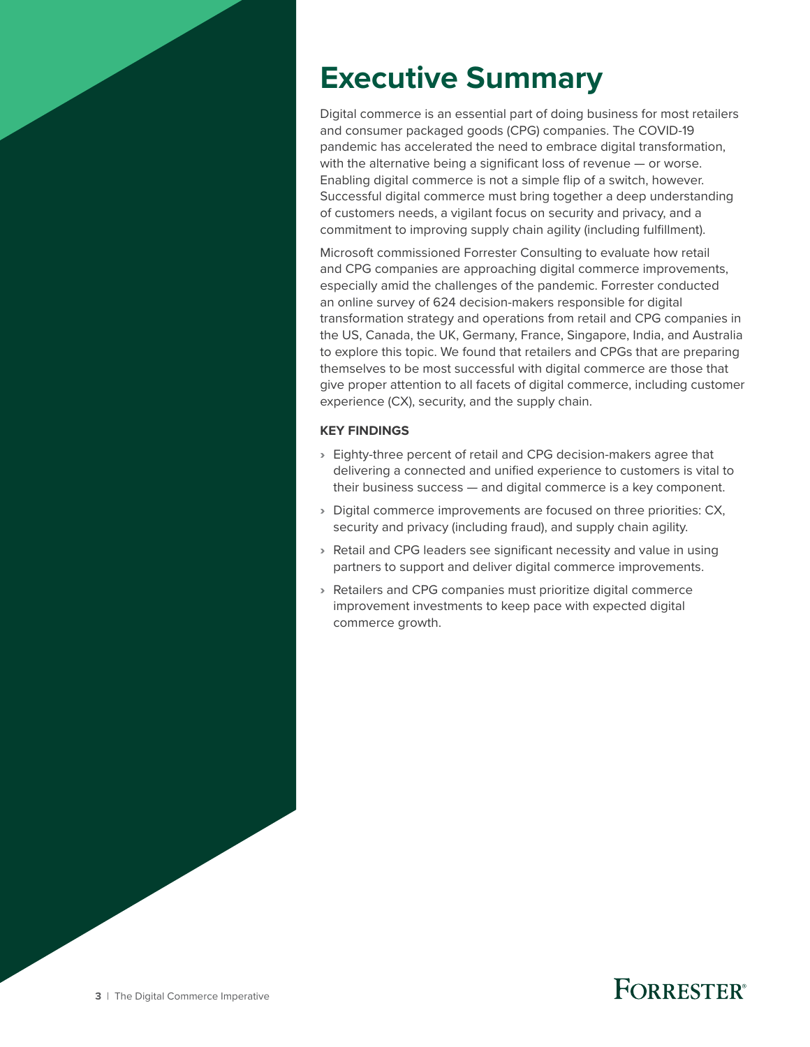# Executive Summary

Digital commerce is an essential part of doing business for most retailers and consumer packaged goods (CPG) companies. The COVID-19 pandemic has accelerated the need to embrace digital transformation, with the alternative being a significant loss of revenue — or worse. Enabling digital commerce is not a simple flip of a switch, however. Successful digital commerce must bring together a deep understanding of customers needs, a vigilant focus on security and privacy, and a commitment to improving supply chain agility (including fulfillment).

Microsoft commissioned Forrester Consulting to evaluate how retail and CPG companies are approaching digital commerce improvements, especially amid the challenges of the pandemic. Forrester conducted an online survey of 624 decision-makers responsible for digital transformation strategy and operations from retail and CPG companies in the US, Canada, the UK, Germany, France, Singapore, India, and Australia to explore this topic. We found that retailers and CPGs that are preparing themselves to be most successful with digital commerce are those that give proper attention to all facets of digital commerce, including customer experience (CX), security, and the supply chain.

### KEY FINDINGS

- Eighty-three percent of retail and CPG decision-makers agree that delivering a connected and unified experience to customers is vital to their business success — and digital commerce is a key component.
- Digital commerce improvements are focused on three priorities: CX, security and privacy (including fraud), and supply chain agility.
- Retail and CPG leaders see significant necessity and value in using partners to support and deliver digital commerce improvements.
- Retailers and CPG companies must prioritize digital commerce improvement investments to keep pace with expected digital commerce growth.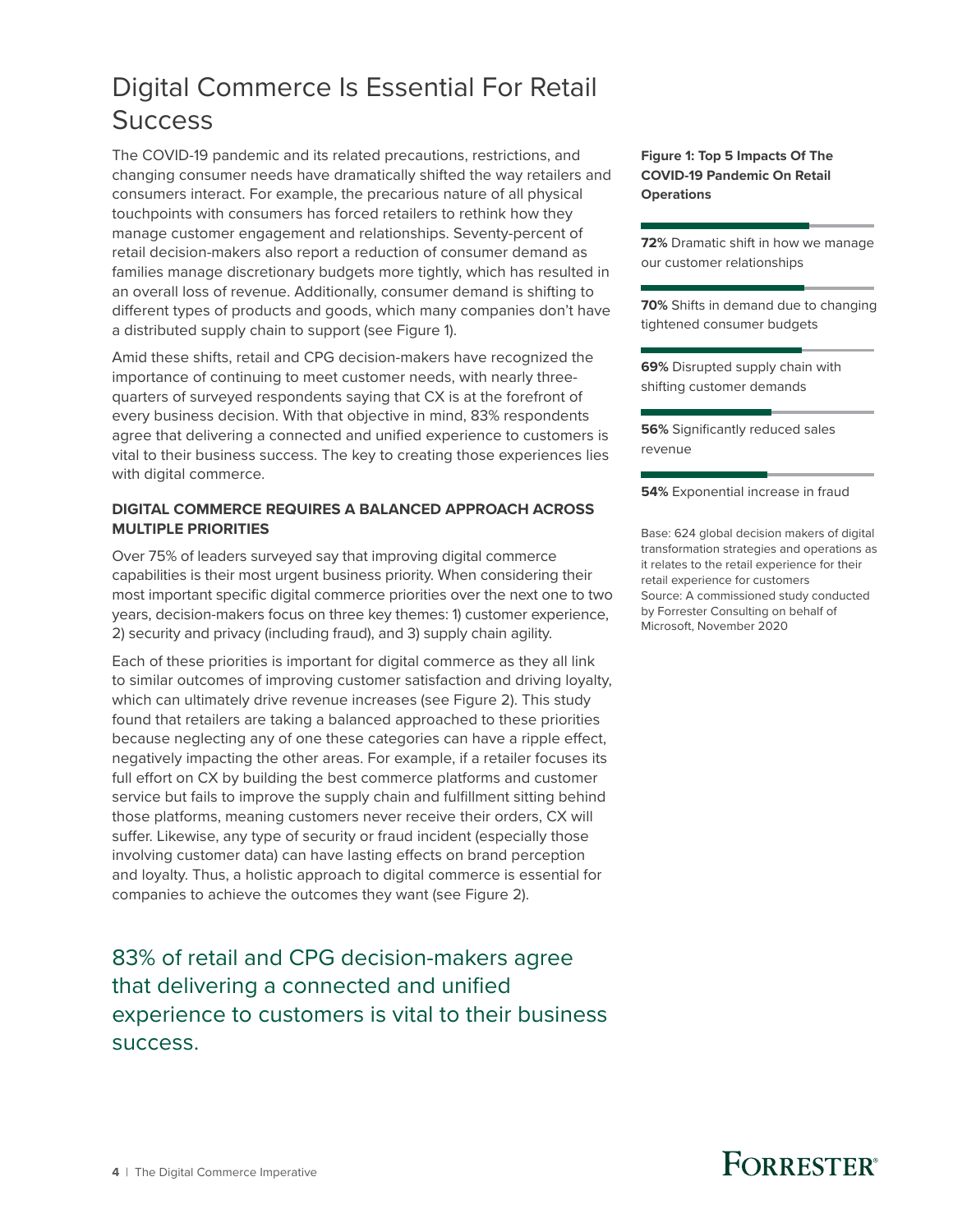# Digital Commerce Is Essential For Retail Success

The COVID-19 pandemic and its related precautions, restrictions, and changing consumer needs have dramatically shifted the way retailers and consumers interact. For example, the precarious nature of all physical touchpoints with consumers has forced retailers to rethink how they manage customer engagement and relationships. Seventy-percent of retail decision-makers also report a reduction of consumer demand as families manage discretionary budgets more tightly, which has resulted in an overall loss of revenue. Additionally, consumer demand is shifting to different types of products and goods, which many companies don't have a distributed supply chain to support (see Figure 1).

Amid these shifts, retail and CPG decision-makers have recognized the importance of continuing to meet customer needs, with nearly three-quarters of surveyed respondents saying that CX is at the forefront of every business decision. With that objective in mind, 83% respondents agree that delivering a connected and unified experience to customers is vital to their business success. The key to creating those experiences lies with digital commerce.

### DIGITAL COMMERCE REQUIRES A BALANCED APPROACH ACROSS MULTIPLE PRIORITIES

Over 75% of leaders surveyed say that improving digital commerce capabilities is their most urgent business priority. When considering their most important specific digital commerce priorities over the next one to two years, decision-makers focus on three key themes: 1) customer experience, 2) security and privacy (including fraud), and 3) supply chain agility.

Each of these priorities is important for digital commerce as they all link to similar outcomes of improving customer satisfaction and driving loyalty, which can ultimately drive revenue increases (see Figure 2). This study found that retailers are taking a balanced approached to these priorities because neglecting any of one these categories can have a ripple effect, negatively impacting the other areas. For example, if a retailer focuses its full effort on CX by building the best commerce platforms and customer service but fails to improve the supply chain and fulfillment sitting behind those platforms, meaning customers never receive their orders, CX will suffer. Likewise, any type of security or fraud incident (especially those involving customer data) can have lasting effects on brand perception and loyalty. Thus, a holistic approach to digital commerce is essential for companies to achieve the outcomes they want (see Figure 2).

83% of retail and CPG decision-makers agree that delivering a connected and unified experience to customers is vital to their business success.

**Figure 1: Top 5 Impacts Of The COVID-19 Pandemic On Retail Operations**

**72%** Dramatic shift in how we manage our customer relationships

**70%** Shifts in demand due to changing tightened consumer budgets

**69%** Disrupted supply chain with shifting customer demands

**56%** Significantly reduced sales revenue

**54%** Exponential increase in fraud

Base: 624 global decision makers of digital transformation strategies and operations as it relates to the retail experience for their retail experience for customers
Source: A commissioned study conducted by Forrester Consulting on behalf of Microsoft, November 2020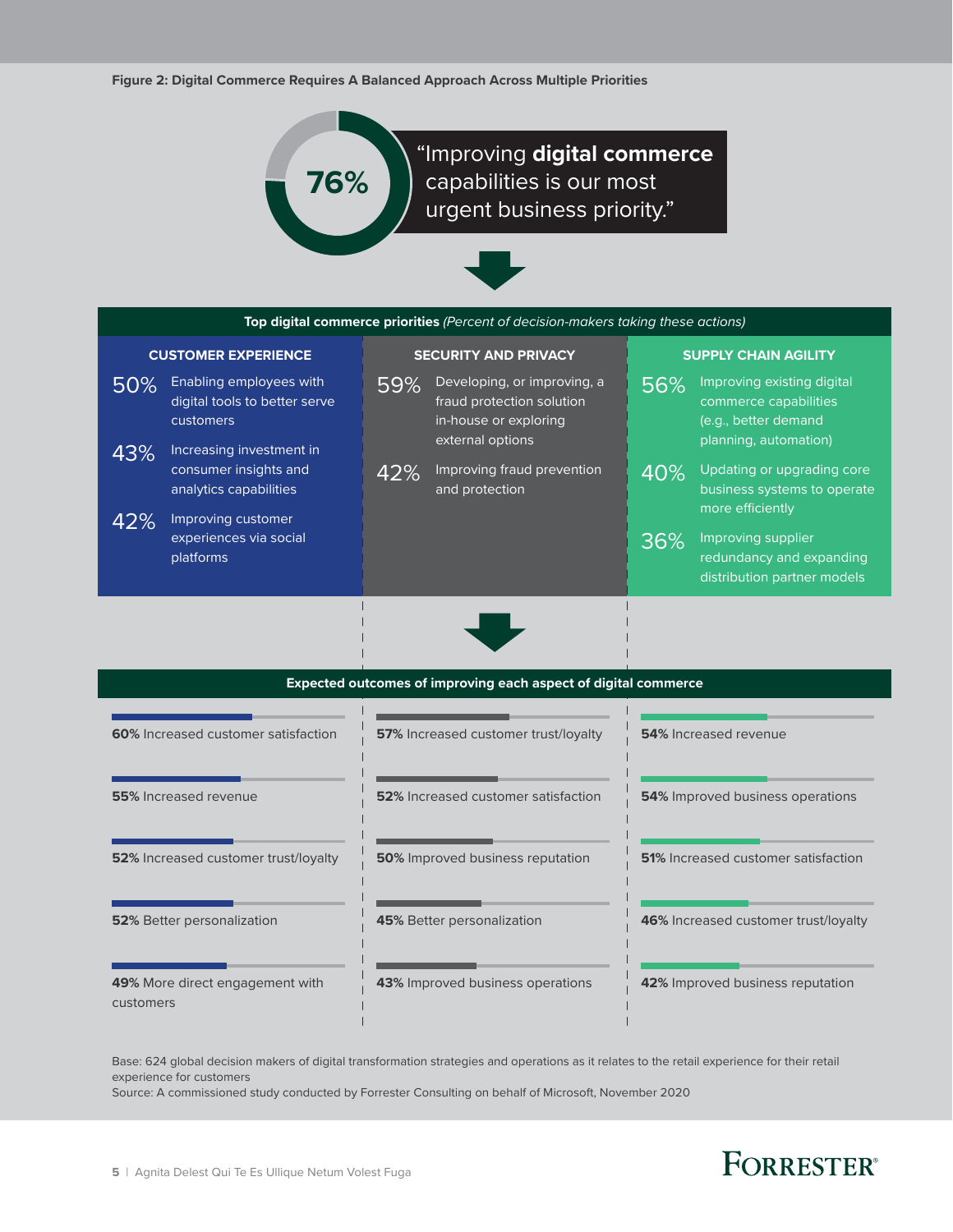**Figure 2: Digital Commerce Requires A Balanced Approach Across Multiple Priorities**

**76%** "Improving **digital commerce** capabilities is our most urgent business priority."

**Top digital commerce priorities** *(Percent of decision-makers taking these actions)*

| CUSTOMER EXPERIENCE | SECURITY AND PRIVACY | SUPPLY CHAIN AGILITY |
|---|---|---|
| 50% Enabling employees with digital tools to better serve customers | 59% Developing, or improving, a fraud protection solution in-house or exploring external options | 56% Improving existing digital commerce capabilities (e.g., better demand planning, automation) |
| 43% Increasing investment in consumer insights and analytics capabilities | 42% Improving fraud prevention and protection | 40% Updating or upgrading core business systems to operate more efficiently |
| 42% Improving customer experiences via social platforms | | 36% Improving supplier redundancy and expanding distribution partner models |

**Expected outcomes of improving each aspect of digital commerce**

| Customer experience | Security and privacy | Supply chain agility |
|---|---|---|
| **60%** Increased customer satisfaction | **57%** Increased customer trust/loyalty | **54%** Increased revenue |
| **55%** Increased revenue | **52%** Increased customer satisfaction | **54%** Improved business operations |
| **52%** Increased customer trust/loyalty | **50%** Improved business reputation | **51%** Increased customer satisfaction |
| **52%** Better personalization | **45%** Better personalization | **46%** Increased customer trust/loyalty |
| **49%** More direct engagement with customers | **43%** Improved business operations | **42%** Improved business reputation |

Base: 624 global decision makers of digital transformation strategies and operations as it relates to the retail experience for their retail experience for customers

Source: A commissioned study conducted by Forrester Consulting on behalf of Microsoft, November 2020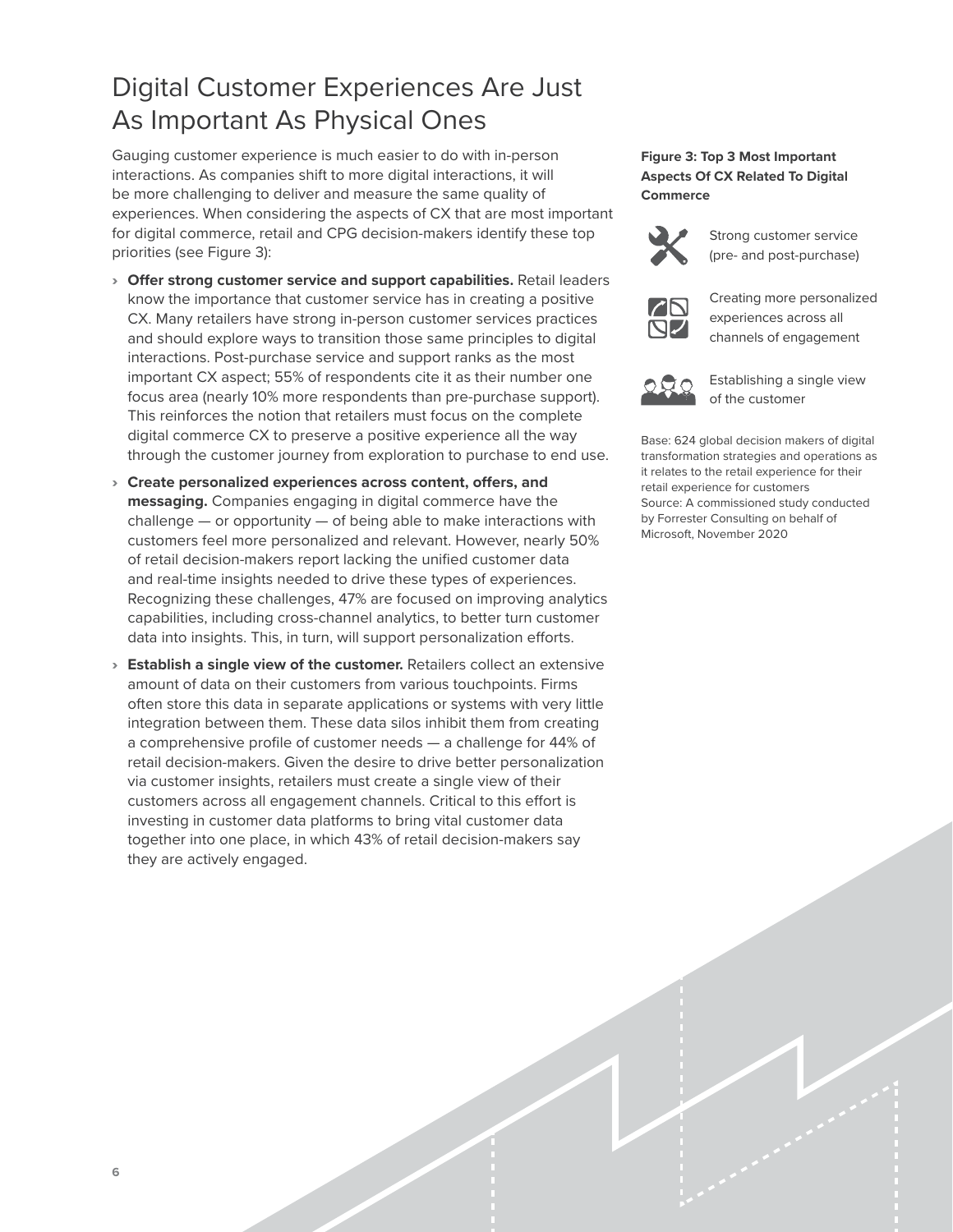# Digital Customer Experiences Are Just As Important As Physical Ones

Gauging customer experience is much easier to do with in-person interactions. As companies shift to more digital interactions, it will be more challenging to deliver and measure the same quality of experiences. When considering the aspects of CX that are most important for digital commerce, retail and CPG decision-makers identify these top priorities (see Figure 3):

- **Offer strong customer service and support capabilities.** Retail leaders know the importance that customer service has in creating a positive CX. Many retailers have strong in-person customer services practices and should explore ways to transition those same principles to digital interactions. Post-purchase service and support ranks as the most important CX aspect; 55% of respondents cite it as their number one focus area (nearly 10% more respondents than pre-purchase support). This reinforces the notion that retailers must focus on the complete digital commerce CX to preserve a positive experience all the way through the customer journey from exploration to purchase to end use.
- **Create personalized experiences across content, offers, and messaging.** Companies engaging in digital commerce have the challenge — or opportunity — of being able to make interactions with customers feel more personalized and relevant. However, nearly 50% of retail decision-makers report lacking the unified customer data and real-time insights needed to drive these types of experiences. Recognizing these challenges, 47% are focused on improving analytics capabilities, including cross-channel analytics, to better turn customer data into insights. This, in turn, will support personalization efforts.
- **Establish a single view of the customer.** Retailers collect an extensive amount of data on their customers from various touchpoints. Firms often store this data in separate applications or systems with very little integration between them. These data silos inhibit them from creating a comprehensive profile of customer needs — a challenge for 44% of retail decision-makers. Given the desire to drive better personalization via customer insights, retailers must create a single view of their customers across all engagement channels. Critical to this effort is investing in customer data platforms to bring vital customer data together into one place, in which 43% of retail decision-makers say they are actively engaged.

**Figure 3: Top 3 Most Important Aspects Of CX Related To Digital Commerce**

- Strong customer service (pre- and post-purchase)
- Creating more personalized experiences across all channels of engagement
- Establishing a single view of the customer

Base: 624 global decision makers of digital transformation strategies and operations as it relates to the retail experience for their retail experience for customers
Source: A commissioned study conducted by Forrester Consulting on behalf of Microsoft, November 2020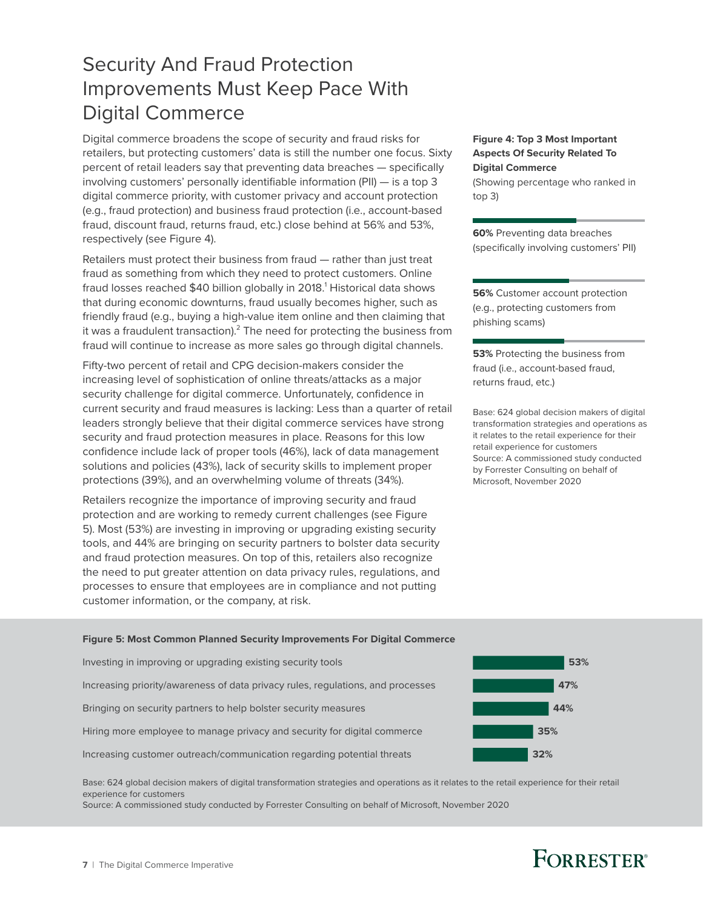# Security And Fraud Protection Improvements Must Keep Pace With Digital Commerce

Digital commerce broadens the scope of security and fraud risks for retailers, but protecting customers' data is still the number one focus. Sixty percent of retail leaders say that preventing data breaches — specifically involving customers' personally identifiable information (PII) — is a top 3 digital commerce priority, with customer privacy and account protection (e.g., fraud protection) and business fraud protection (i.e., account-based fraud, discount fraud, returns fraud, etc.) close behind at 56% and 53%, respectively (see Figure 4).

Retailers must protect their business from fraud — rather than just treat fraud as something from which they need to protect customers. Online fraud losses reached $40 billion globally in 2018.[1] Historical data shows that during economic downturns, fraud usually becomes higher, such as friendly fraud (e.g., buying a high-value item online and then claiming that it was a fraudulent transaction).[2] The need for protecting the business from fraud will continue to increase as more sales go through digital channels.

Fifty-two percent of retail and CPG decision-makers consider the increasing level of sophistication of online threats/attacks as a major security challenge for digital commerce. Unfortunately, confidence in current security and fraud measures is lacking: Less than a quarter of retail leaders strongly believe that their digital commerce services have strong security and fraud protection measures in place. Reasons for this low confidence include lack of proper tools (46%), lack of data management solutions and policies (43%), lack of security skills to implement proper protections (39%), and an overwhelming volume of threats (34%).

Retailers recognize the importance of improving security and fraud protection and are working to remedy current challenges (see Figure 5). Most (53%) are investing in improving or upgrading existing security tools, and 44% are bringing on security partners to bolster data security and fraud protection measures. On top of this, retailers also recognize the need to put greater attention on data privacy rules, regulations, and processes to ensure that employees are in compliance and not putting customer information, or the company, at risk.

**Figure 4: Top 3 Most Important Aspects Of Security Related To Digital Commerce**

(Showing percentage who ranked in top 3)

**60%** Preventing data breaches (specifically involving customers' PII)

**56%** Customer account protection (e.g., protecting customers from phishing scams)

**53%** Protecting the business from fraud (i.e., account-based fraud, returns fraud, etc.)

Base: 624 global decision makers of digital transformation strategies and operations as it relates to the retail experience for their retail experience for customers
Source: A commissioned study conducted by Forrester Consulting on behalf of Microsoft, November 2020

**Figure 5: Most Common Planned Security Improvements For Digital Commerce**

| Improvement | Percentage |
| --- | --- |
| Investing in improving or upgrading existing security tools | 53% |
| Increasing priority/awareness of data privacy rules, regulations, and processes | 47% |
| Bringing on security partners to help bolster security measures | 44% |
| Hiring more employee to manage privacy and security for digital commerce | 35% |
| Increasing customer outreach/communication regarding potential threats | 32% |

Base: 624 global decision makers of digital transformation strategies and operations as it relates to the retail experience for their retail experience for customers
Source: A commissioned study conducted by Forrester Consulting on behalf of Microsoft, November 2020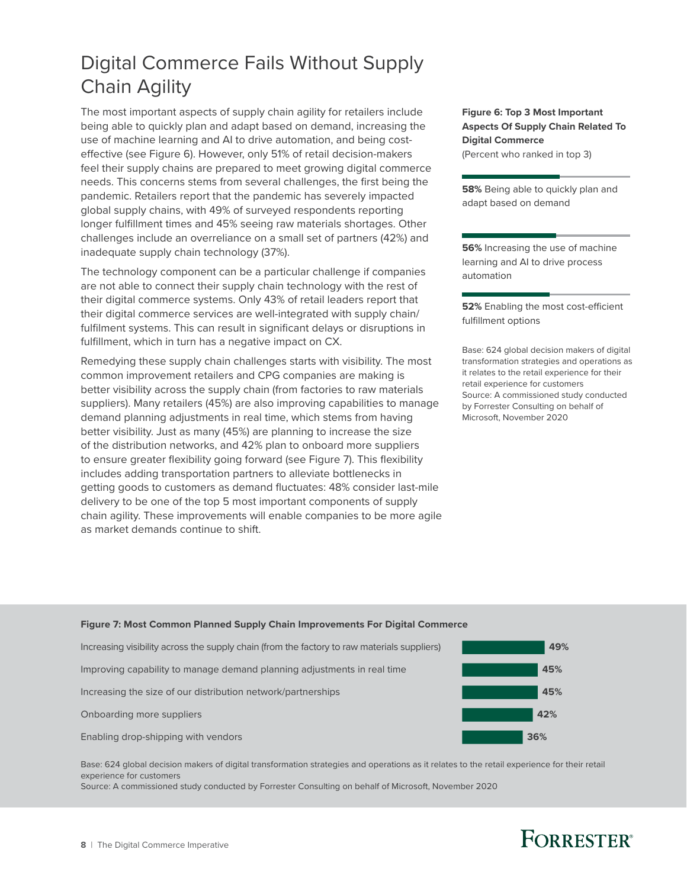# Digital Commerce Fails Without Supply Chain Agility

The most important aspects of supply chain agility for retailers include being able to quickly plan and adapt based on demand, increasing the use of machine learning and AI to drive automation, and being cost-effective (see Figure 6). However, only 51% of retail decision-makers feel their supply chains are prepared to meet growing digital commerce needs. This concerns stems from several challenges, the first being the pandemic. Retailers report that the pandemic has severely impacted global supply chains, with 49% of surveyed respondents reporting longer fulfillment times and 45% seeing raw materials shortages. Other challenges include an overreliance on a small set of partners (42%) and inadequate supply chain technology (37%).

The technology component can be a particular challenge if companies are not able to connect their supply chain technology with the rest of their digital commerce systems. Only 43% of retail leaders report that their digital commerce services are well-integrated with supply chain/fulfilment systems. This can result in significant delays or disruptions in fulfillment, which in turn has a negative impact on CX.

Remedying these supply chain challenges starts with visibility. The most common improvement retailers and CPG companies are making is better visibility across the supply chain (from factories to raw materials suppliers). Many retailers (45%) are also improving capabilities to manage demand planning adjustments in real time, which stems from having better visibility. Just as many (45%) are planning to increase the size of the distribution networks, and 42% plan to onboard more suppliers to ensure greater flexibility going forward (see Figure 7). This flexibility includes adding transportation partners to alleviate bottlenecks in getting goods to customers as demand fluctuates: 48% consider last-mile delivery to be one of the top 5 most important components of supply chain agility. These improvements will enable companies to be more agile as market demands continue to shift.

**Figure 6: Top 3 Most Important Aspects Of Supply Chain Related To Digital Commerce**
(Percent who ranked in top 3)

**58%** Being able to quickly plan and adapt based on demand

**56%** Increasing the use of machine learning and AI to drive process automation

**52%** Enabling the most cost-efficient fulfillment options

Base: 624 global decision makers of digital transformation strategies and operations as it relates to the retail experience for their retail experience for customers
Source: A commissioned study conducted by Forrester Consulting on behalf of Microsoft, November 2020

**Figure 7: Most Common Planned Supply Chain Improvements For Digital Commerce**

| Improvement | Percent |
| --- | --- |
| Increasing visibility across the supply chain (from the factory to raw materials suppliers) | 49% |
| Improving capability to manage demand planning adjustments in real time | 45% |
| Increasing the size of our distribution network/partnerships | 45% |
| Onboarding more suppliers | 42% |
| Enabling drop-shipping with vendors | 36% |

Base: 624 global decision makers of digital transformation strategies and operations as it relates to the retail experience for their retail experience for customers
Source: A commissioned study conducted by Forrester Consulting on behalf of Microsoft, November 2020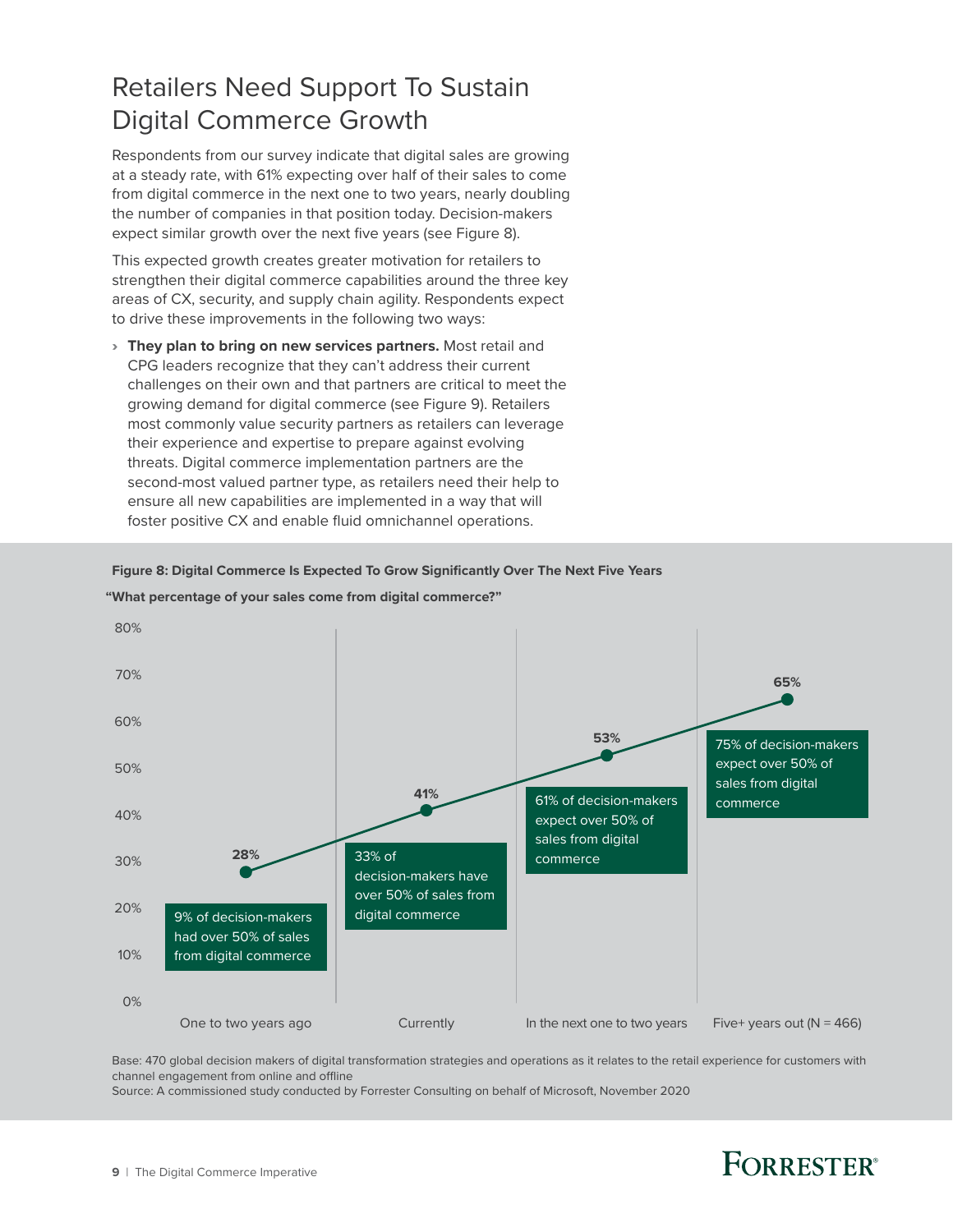# Retailers Need Support To Sustain Digital Commerce Growth

Respondents from our survey indicate that digital sales are growing at a steady rate, with 61% expecting over half of their sales to come from digital commerce in the next one to two years, nearly doubling the number of companies in that position today. Decision-makers expect similar growth over the next five years (see Figure 8).

This expected growth creates greater motivation for retailers to strengthen their digital commerce capabilities around the three key areas of CX, security, and supply chain agility. Respondents expect to drive these improvements in the following two ways:

- **They plan to bring on new services partners.** Most retail and CPG leaders recognize that they can't address their current challenges on their own and that partners are critical to meet the growing demand for digital commerce (see Figure 9). Retailers most commonly value security partners as retailers can leverage their experience and expertise to prepare against evolving threats. Digital commerce implementation partners are the second-most valued partner type, as retailers need their help to ensure all new capabilities are implemented in a way that will foster positive CX and enable fluid omnichannel operations.

**Figure 8: Digital Commerce Is Expected To Grow Significantly Over The Next Five Years**

**"What percentage of your sales come from digital commerce?"**

| | One to two years ago | Currently | In the next one to two years | Five+ years out (N = 466) |
|---|---|---|---|---|
| Percentage of sales from digital commerce | 28% | 41% | 53% | 65% |
| Decision-makers with over 50% of sales from digital commerce | 9% of decision-makers had over 50% of sales from digital commerce | 33% of decision-makers have over 50% of sales from digital commerce | 61% of decision-makers expect over 50% of sales from digital commerce | 75% of decision-makers expect over 50% of sales from digital commerce |

Base: 470 global decision makers of digital transformation strategies and operations as it relates to the retail experience for customers with channel engagement from online and offline

Source: A commissioned study conducted by Forrester Consulting on behalf of Microsoft, November 2020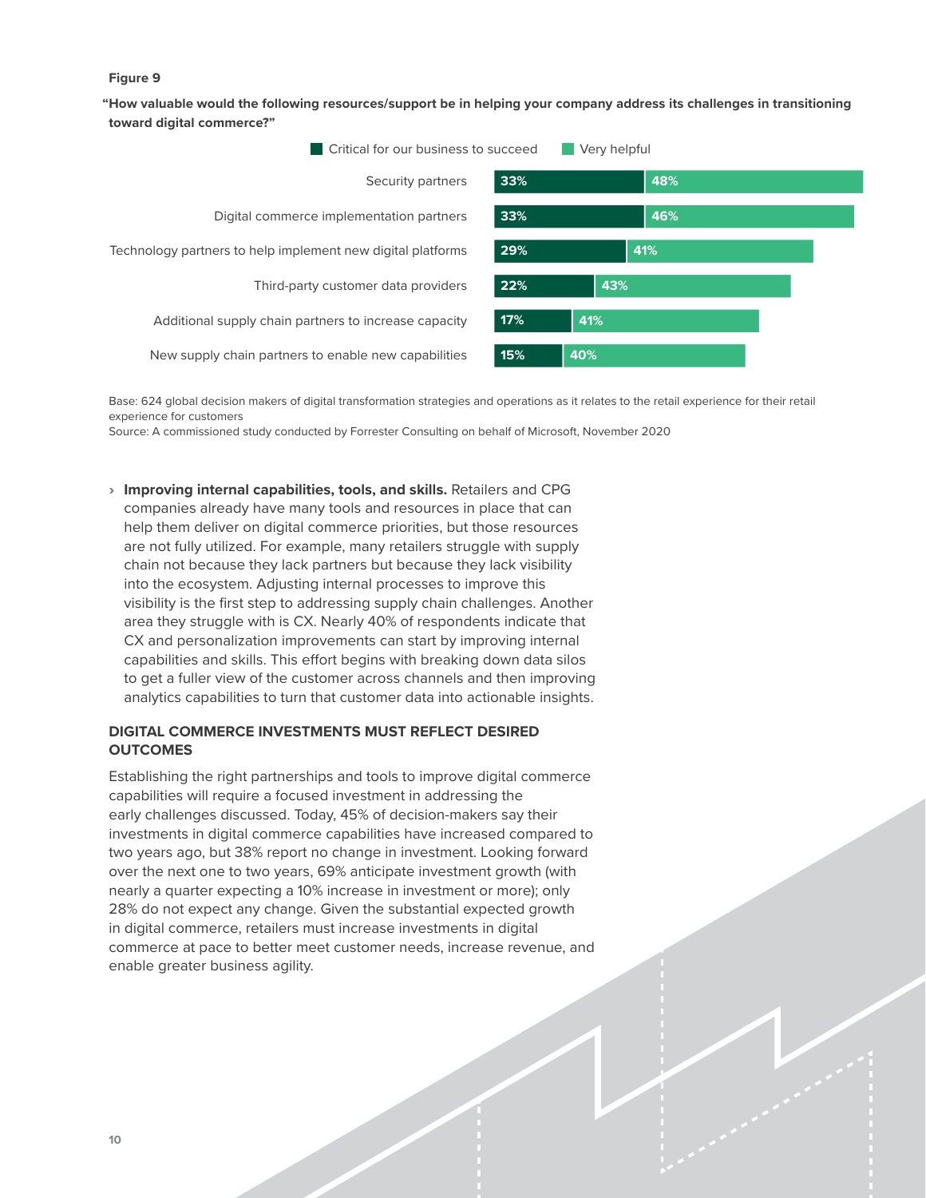**Figure 9**

**"How valuable would the following resources/support be in helping your company address its challenges in transitioning toward digital commerce?"**

| | Critical for our business to succeed | Very helpful |
|---|---|---|
| Security partners | 33% | 48% |
| Digital commerce implementation partners | 33% | 46% |
| Technology partners to help implement new digital platforms | 29% | 41% |
| Third-party customer data providers | 22% | 43% |
| Additional supply chain partners to increase capacity | 17% | 41% |
| New supply chain partners to enable new capabilities | 15% | 40% |

Base: 624 global decision makers of digital transformation strategies and operations as it relates to the retail experience for their retail experience for customers
Source: A commissioned study conducted by Forrester Consulting on behalf of Microsoft, November 2020

- **Improving internal capabilities, tools, and skills.** Retailers and CPG companies already have many tools and resources in place that can help them deliver on digital commerce priorities, but those resources are not fully utilized. For example, many retailers struggle with supply chain not because they lack partners but because they lack visibility into the ecosystem. Adjusting internal processes to improve this visibility is the first step to addressing supply chain challenges. Another area they struggle with is CX. Nearly 40% of respondents indicate that CX and personalization improvements can start by improving internal capabilities and skills. This effort begins with breaking down data silos to get a fuller view of the customer across channels and then improving analytics capabilities to turn that customer data into actionable insights.

## DIGITAL COMMERCE INVESTMENTS MUST REFLECT DESIRED OUTCOMES

Establishing the right partnerships and tools to improve digital commerce capabilities will require a focused investment in addressing the early challenges discussed. Today, 45% of decision-makers say their investments in digital commerce capabilities have increased compared to two years ago, but 38% report no change in investment. Looking forward over the next one to two years, 69% anticipate investment growth (with nearly a quarter expecting a 10% increase in investment or more); only 28% do not expect any change. Given the substantial expected growth in digital commerce, retailers must increase investments in digital commerce at pace to better meet customer needs, increase revenue, and enable greater business agility.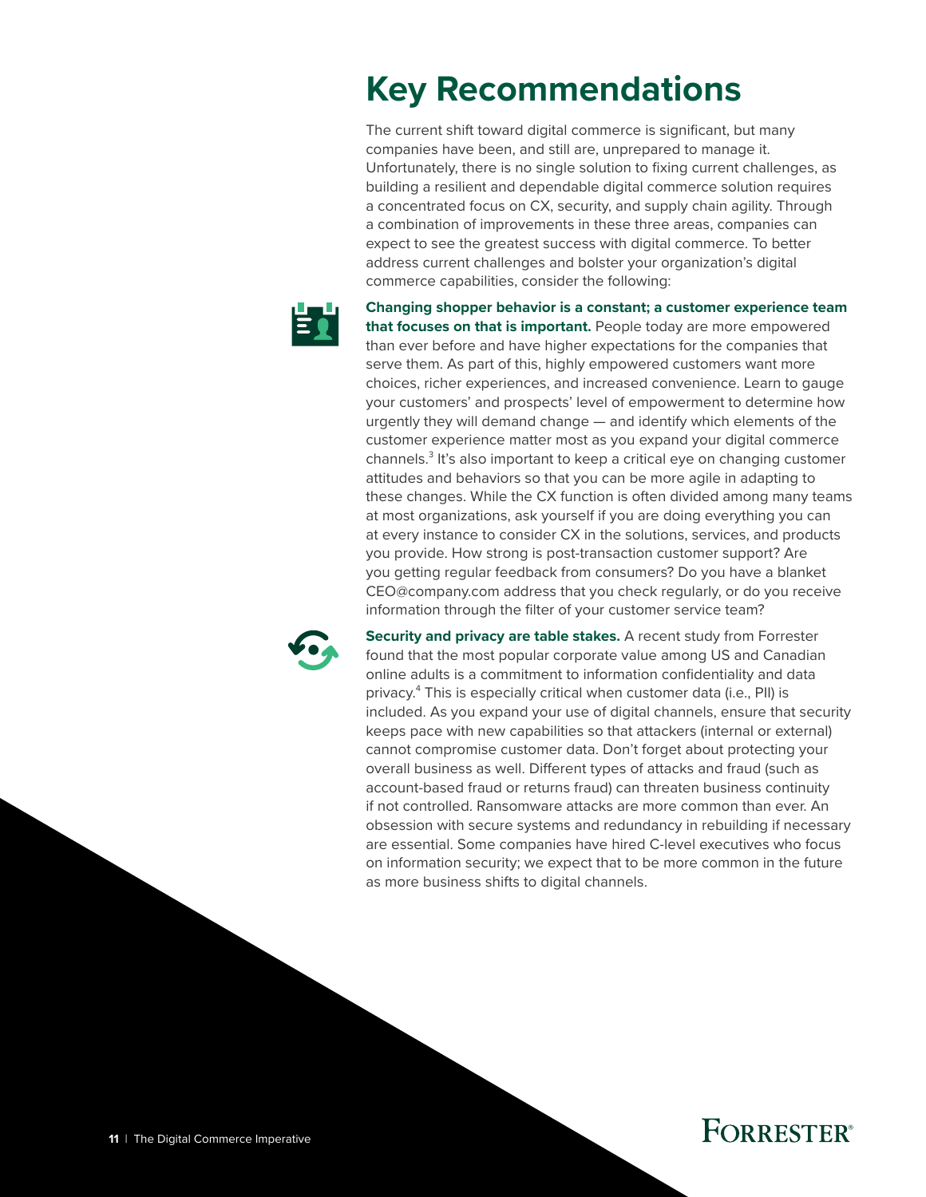# Key Recommendations

The current shift toward digital commerce is significant, but many companies have been, and still are, unprepared to manage it. Unfortunately, there is no single solution to fixing current challenges, as building a resilient and dependable digital commerce solution requires a concentrated focus on CX, security, and supply chain agility. Through a combination of improvements in these three areas, companies can expect to see the greatest success with digital commerce. To better address current challenges and bolster your organization's digital commerce capabilities, consider the following:

**Changing shopper behavior is a constant; a customer experience team that focuses on that is important.** People today are more empowered than ever before and have higher expectations for the companies that serve them. As part of this, highly empowered customers want more choices, richer experiences, and increased convenience. Learn to gauge your customers' and prospects' level of empowerment to determine how urgently they will demand change — and identify which elements of the customer experience matter most as you expand your digital commerce channels.[3] It's also important to keep a critical eye on changing customer attitudes and behaviors so that you can be more agile in adapting to these changes. While the CX function is often divided among many teams at most organizations, ask yourself if you are doing everything you can at every instance to consider CX in the solutions, services, and products you provide. How strong is post-transaction customer support? Are you getting regular feedback from consumers? Do you have a blanket CEO@company.com address that you check regularly, or do you receive information through the filter of your customer service team?

**Security and privacy are table stakes.** A recent study from Forrester found that the most popular corporate value among US and Canadian online adults is a commitment to information confidentiality and data privacy.[4] This is especially critical when customer data (i.e., PII) is included. As you expand your use of digital channels, ensure that security keeps pace with new capabilities so that attackers (internal or external) cannot compromise customer data. Don't forget about protecting your overall business as well. Different types of attacks and fraud (such as account-based fraud or returns fraud) can threaten business continuity if not controlled. Ransomware attacks are more common than ever. An obsession with secure systems and redundancy in rebuilding if necessary are essential. Some companies have hired C-level executives who focus on information security; we expect that to be more common in the future as more business shifts to digital channels.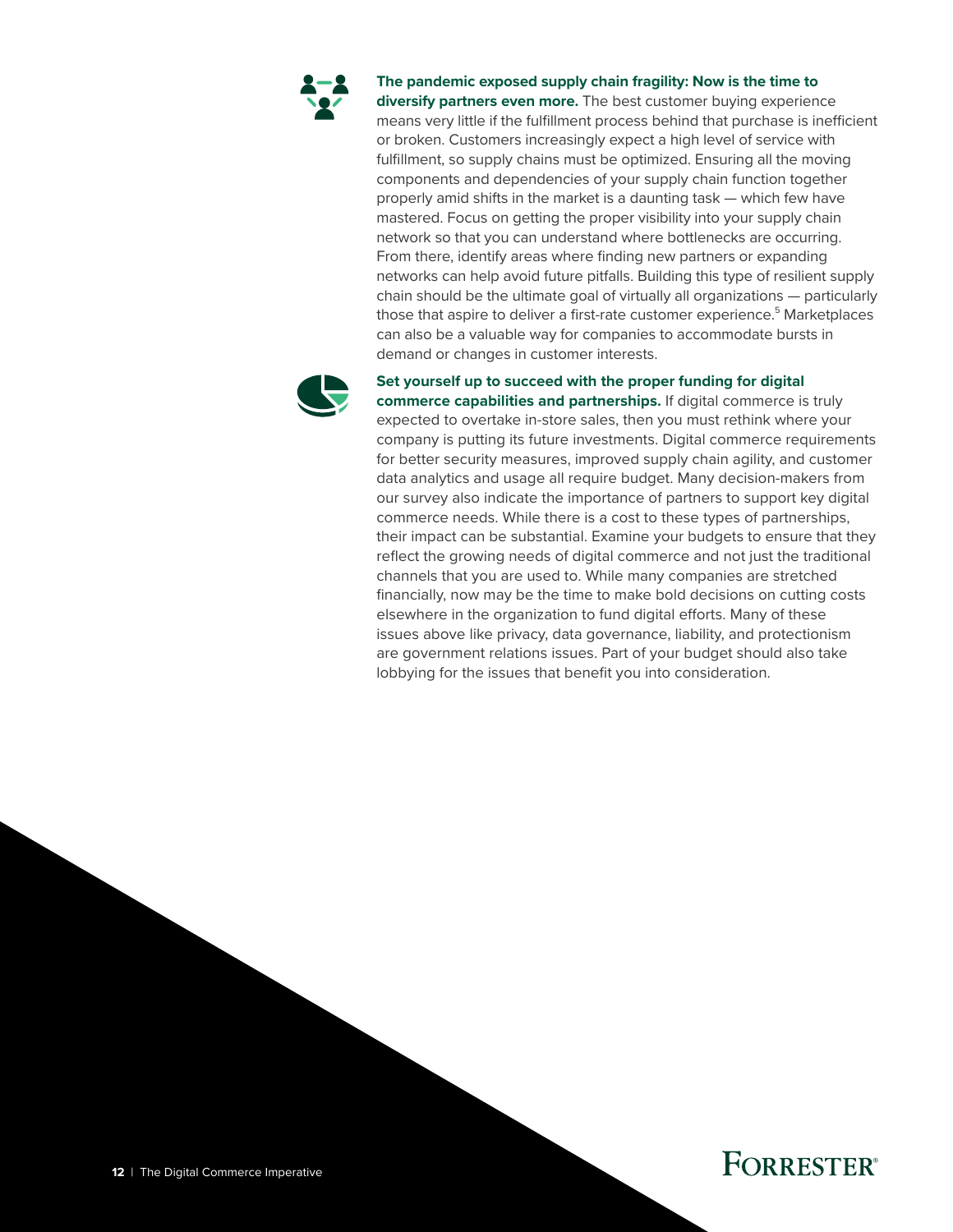**The pandemic exposed supply chain fragility: Now is the time to diversify partners even more.** The best customer buying experience means very little if the fulfillment process behind that purchase is inefficient or broken. Customers increasingly expect a high level of service with fulfillment, so supply chains must be optimized. Ensuring all the moving components and dependencies of your supply chain function together properly amid shifts in the market is a daunting task — which few have mastered. Focus on getting the proper visibility into your supply chain network so that you can understand where bottlenecks are occurring. From there, identify areas where finding new partners or expanding networks can help avoid future pitfalls. Building this type of resilient supply chain should be the ultimate goal of virtually all organizations — particularly those that aspire to deliver a first-rate customer experience.[5] Marketplaces can also be a valuable way for companies to accommodate bursts in demand or changes in customer interests.

**Set yourself up to succeed with the proper funding for digital commerce capabilities and partnerships.** If digital commerce is truly expected to overtake in-store sales, then you must rethink where your company is putting its future investments. Digital commerce requirements for better security measures, improved supply chain agility, and customer data analytics and usage all require budget. Many decision-makers from our survey also indicate the importance of partners to support key digital commerce needs. While there is a cost to these types of partnerships, their impact can be substantial. Examine your budgets to ensure that they reflect the growing needs of digital commerce and not just the traditional channels that you are used to. While many companies are stretched financially, now may be the time to make bold decisions on cutting costs elsewhere in the organization to fund digital efforts. Many of these issues above like privacy, data governance, liability, and protectionism are government relations issues. Part of your budget should also take lobbying for the issues that benefit you into consideration.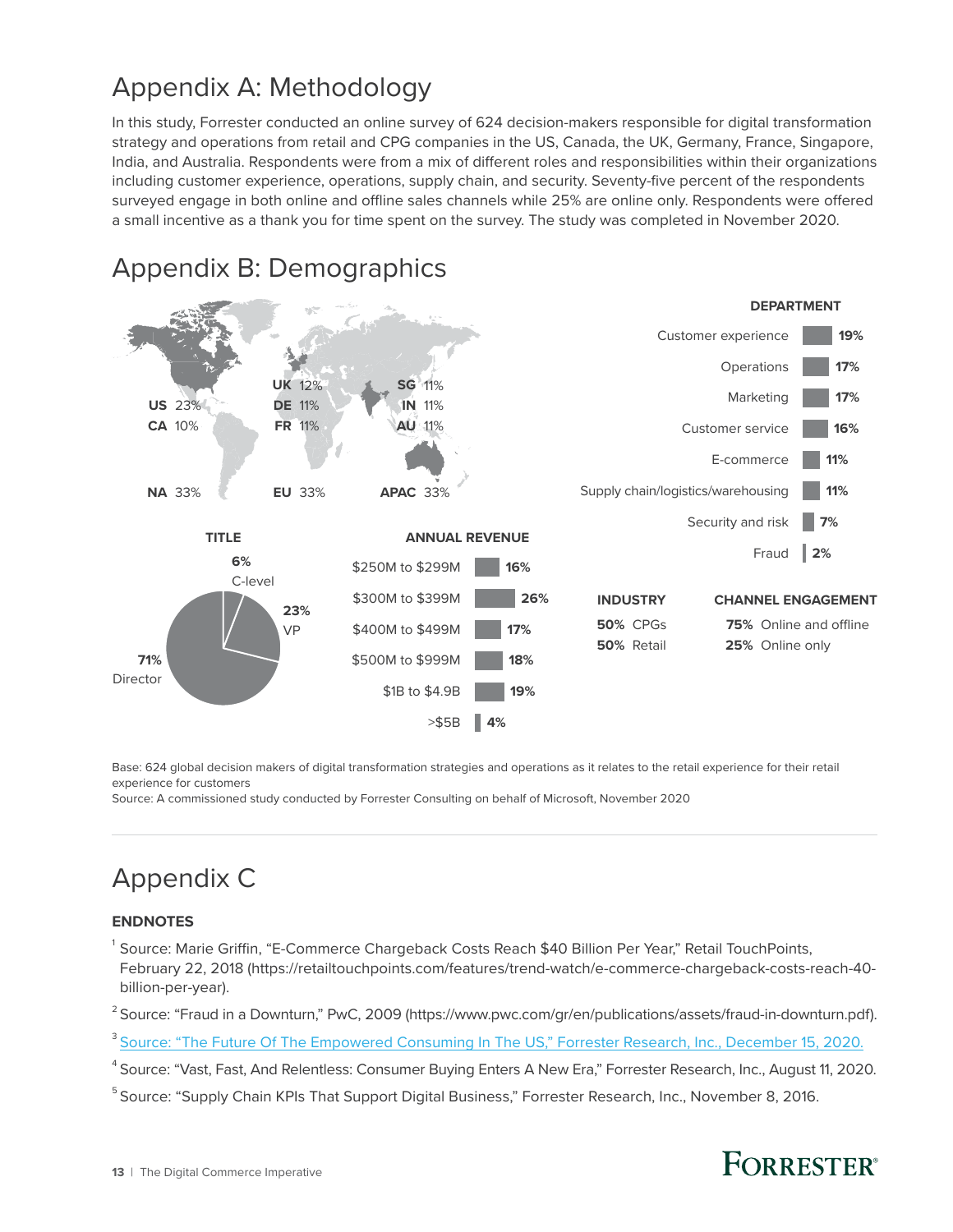# Appendix A: Methodology

In this study, Forrester conducted an online survey of 624 decision-makers responsible for digital transformation strategy and operations from retail and CPG companies in the US, Canada, the UK, Germany, France, Singapore, India, and Australia. Respondents were from a mix of different roles and responsibilities within their organizations including customer experience, operations, supply chain, and security. Seventy-five percent of the respondents surveyed engage in both online and offline sales channels while 25% are online only. Respondents were offered a small incentive as a thank you for time spent on the survey. The study was completed in November 2020.

# Appendix B: Demographics

US 23%
CA 10%
NA 33%

UK 12%
DE 11%
FR 11%
EU 33%

SG 11%
IN 11%
AU 11%
APAC 33%

**DEPARTMENT**

Customer experience 19%
Operations 17%
Marketing 17%
Customer service 16%
E-commerce 11%
Supply chain/logistics/warehousing 11%
Security and risk 7%
Fraud 2%

**TITLE**

6% C-level
23% VP
71% Director

**ANNUAL REVENUE**

$250M to $299M 16%
$300M to $399M 26%
$400M to $499M 17%
$500M to $999M 18%
$1B to $4.9B 19%
>$5B 4%

**INDUSTRY**

50% CPGs
50% Retail

**CHANNEL ENGAGEMENT**

75% Online and offline
25% Online only

Base: 624 global decision makers of digital transformation strategies and operations as it relates to the retail experience for their retail experience for customers

Source: A commissioned study conducted by Forrester Consulting on behalf of Microsoft, November 2020

# Appendix C

**ENDNOTES**

[1] Source: Marie Griffin, "E-Commerce Chargeback Costs Reach $40 Billion Per Year," Retail TouchPoints, February 22, 2018 (https://retailtouchpoints.com/features/trend-watch/e-commerce-chargeback-costs-reach-40-billion-per-year).

[2] Source: "Fraud in a Downturn," PwC, 2009 (https://www.pwc.com/gr/en/publications/assets/fraud-in-downturn.pdf).

[3] Source: "The Future Of The Empowered Consuming In The US," Forrester Research, Inc., December 15, 2020.

[4] Source: "Vast, Fast, And Relentless: Consumer Buying Enters A New Era," Forrester Research, Inc., August 11, 2020.

[5] Source: "Supply Chain KPIs That Support Digital Business," Forrester Research, Inc., November 8, 2016.